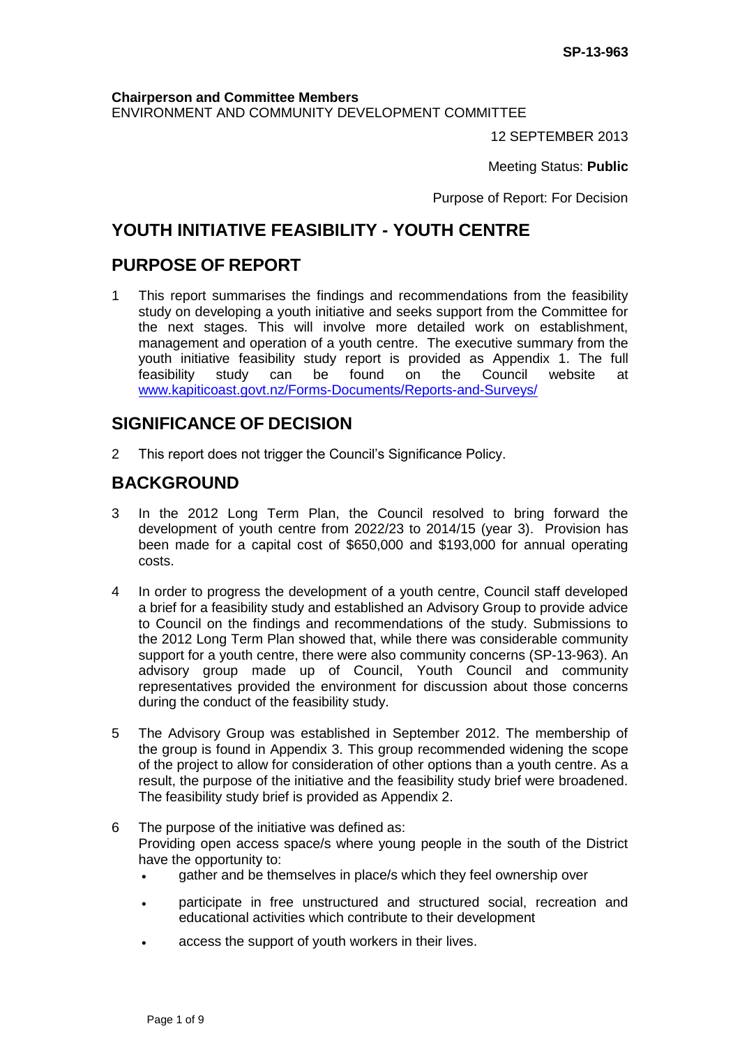SP-13-963

**Chairperson and Committee Members**
ENVIRONMENT AND COMMUNITY DEVELOPMENT COMMITTEE

12 SEPTEMBER 2013

Meeting Status: **Public**

Purpose of Report: For Decision

# YOUTH INITIATIVE FEASIBILITY - YOUTH CENTRE

## PURPOSE OF REPORT

1 This report summarises the findings and recommendations from the feasibility study on developing a youth initiative and seeks support from the Committee for the next stages. This will involve more detailed work on establishment, management and operation of a youth centre. The executive summary from the youth initiative feasibility study report is provided as Appendix 1. The full feasibility study can be found on the Council website at [www.kapiticoast.govt.nz/Forms-Documents/Reports-and-Surveys/](www.kapiticoast.govt.nz/Forms-Documents/Reports-and-Surveys/)

## SIGNIFICANCE OF DECISION

2 This report does not trigger the Council's Significance Policy.

## BACKGROUND

3 In the 2012 Long Term Plan, the Council resolved to bring forward the development of youth centre from 2022/23 to 2014/15 (year 3). Provision has been made for a capital cost of $650,000 and $193,000 for annual operating costs.

4 In order to progress the development of a youth centre, Council staff developed a brief for a feasibility study and established an Advisory Group to provide advice to Council on the findings and recommendations of the study. Submissions to the 2012 Long Term Plan showed that, while there was considerable community support for a youth centre, there were also community concerns (SP-13-963). An advisory group made up of Council, Youth Council and community representatives provided the environment for discussion about those concerns during the conduct of the feasibility study.

5 The Advisory Group was established in September 2012. The membership of the group is found in Appendix 3. This group recommended widening the scope of the project to allow for consideration of other options than a youth centre. As a result, the purpose of the initiative and the feasibility study brief were broadened. The feasibility study brief is provided as Appendix 2.

6 The purpose of the initiative was defined as:
Providing open access space/s where young people in the south of the District have the opportunity to:
- gather and be themselves in place/s which they feel ownership over
- participate in free unstructured and structured social, recreation and educational activities which contribute to their development
- access the support of youth workers in their lives.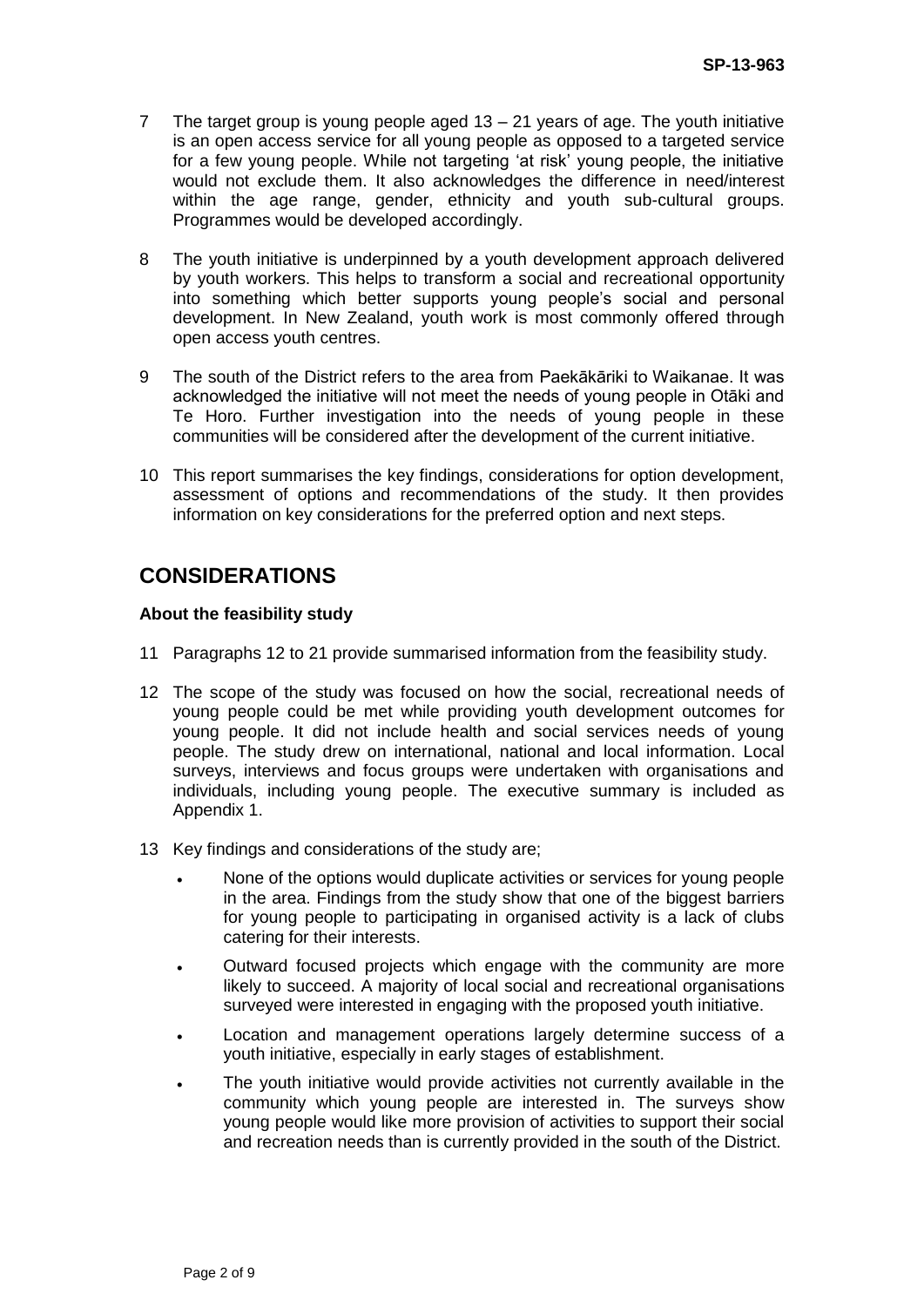7 The target group is young people aged 13 – 21 years of age. The youth initiative is an open access service for all young people as opposed to a targeted service for a few young people. While not targeting 'at risk' young people, the initiative would not exclude them. It also acknowledges the difference in need/interest within the age range, gender, ethnicity and youth sub-cultural groups. Programmes would be developed accordingly.

8 The youth initiative is underpinned by a youth development approach delivered by youth workers. This helps to transform a social and recreational opportunity into something which better supports young people's social and personal development. In New Zealand, youth work is most commonly offered through open access youth centres.

9 The south of the District refers to the area from Paekākāriki to Waikanae. It was acknowledged the initiative will not meet the needs of young people in Otāki and Te Horo. Further investigation into the needs of young people in these communities will be considered after the development of the current initiative.

10 This report summarises the key findings, considerations for option development, assessment of options and recommendations of the study. It then provides information on key considerations for the preferred option and next steps.

## CONSIDERATIONS

**About the feasibility study**

11 Paragraphs 12 to 21 provide summarised information from the feasibility study.

12 The scope of the study was focused on how the social, recreational needs of young people could be met while providing youth development outcomes for young people. It did not include health and social services needs of young people. The study drew on international, national and local information. Local surveys, interviews and focus groups were undertaken with organisations and individuals, including young people. The executive summary is included as Appendix 1.

13 Key findings and considerations of the study are;

- None of the options would duplicate activities or services for young people in the area. Findings from the study show that one of the biggest barriers for young people to participating in organised activity is a lack of clubs catering for their interests.
- Outward focused projects which engage with the community are more likely to succeed. A majority of local social and recreational organisations surveyed were interested in engaging with the proposed youth initiative.
- Location and management operations largely determine success of a youth initiative, especially in early stages of establishment.
- The youth initiative would provide activities not currently available in the community which young people are interested in. The surveys show young people would like more provision of activities to support their social and recreation needs than is currently provided in the south of the District.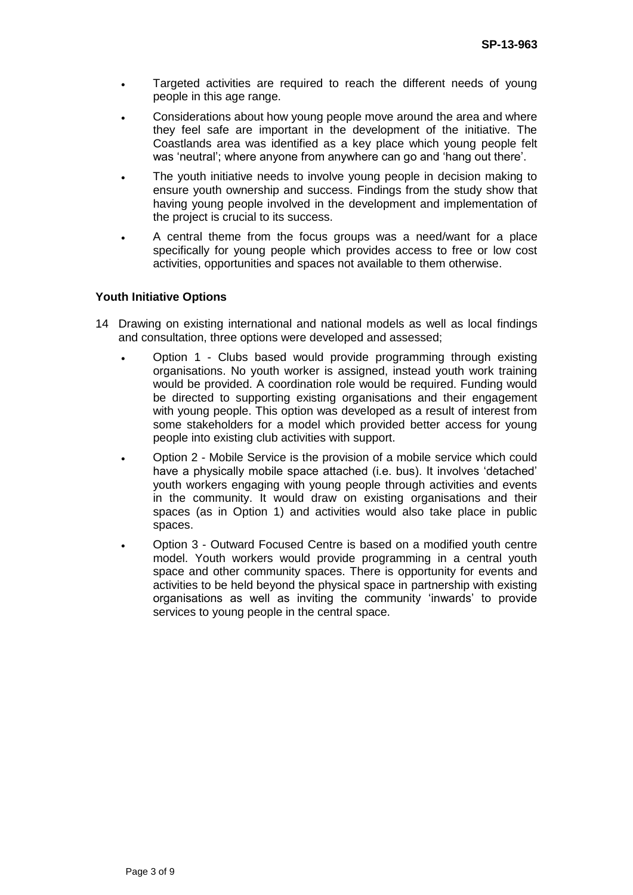- Targeted activities are required to reach the different needs of young people in this age range.
- Considerations about how young people move around the area and where they feel safe are important in the development of the initiative. The Coastlands area was identified as a key place which young people felt was 'neutral'; where anyone from anywhere can go and 'hang out there'.
- The youth initiative needs to involve young people in decision making to ensure youth ownership and success. Findings from the study show that having young people involved in the development and implementation of the project is crucial to its success.
- A central theme from the focus groups was a need/want for a place specifically for young people which provides access to free or low cost activities, opportunities and spaces not available to them otherwise.

**Youth Initiative Options**

14 Drawing on existing international and national models as well as local findings and consultation, three options were developed and assessed;

- Option 1 - Clubs based would provide programming through existing organisations. No youth worker is assigned, instead youth work training would be provided. A coordination role would be required. Funding would be directed to supporting existing organisations and their engagement with young people. This option was developed as a result of interest from some stakeholders for a model which provided better access for young people into existing club activities with support.
- Option 2 - Mobile Service is the provision of a mobile service which could have a physically mobile space attached (i.e. bus). It involves 'detached' youth workers engaging with young people through activities and events in the community. It would draw on existing organisations and their spaces (as in Option 1) and activities would also take place in public spaces.
- Option 3 - Outward Focused Centre is based on a modified youth centre model. Youth workers would provide programming in a central youth space and other community spaces. There is opportunity for events and activities to be held beyond the physical space in partnership with existing organisations as well as inviting the community 'inwards' to provide services to young people in the central space.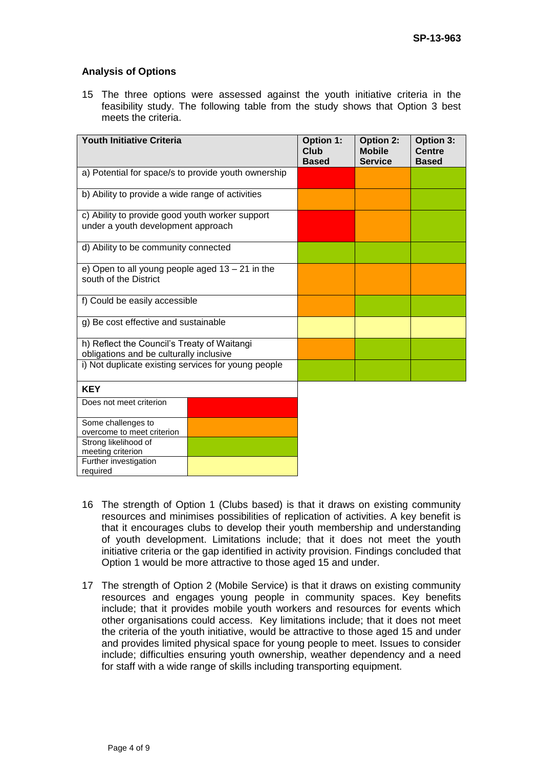**Analysis of Options**

15 The three options were assessed against the youth initiative criteria in the feasibility study. The following table from the study shows that Option 3 best meets the criteria.

| Youth Initiative Criteria | Option 1: Club Based | Option 2: Mobile Service | Option 3: Centre Based |
|---|---|---|---|
| a) Potential for space/s to provide youth ownership | Red | Orange | Green |
| b) Ability to provide a wide range of activities | Orange | Orange | Green |
| c) Ability to provide good youth worker support under a youth development approach | Red | Orange | Green |
| d) Ability to be community connected | Green | Green | Green |
| e) Open to all young people aged 13 – 21 in the south of the District | Orange | Orange | Orange |
| f) Could be easily accessible | Orange | Green | Green |
| g) Be cost effective and sustainable | Yellow | Yellow | Yellow |
| h) Reflect the Council's Treaty of Waitangi obligations and be culturally inclusive | Orange | Green | Green |
| i) Not duplicate existing services for young people | Green | Green | Green |

| KEY | |
|---|---|
| Does not meet criterion | Red |
| Some challenges to overcome to meet criterion | Orange |
| Strong likelihood of meeting criterion | Green |
| Further investigation required | Yellow |

16 The strength of Option 1 (Clubs based) is that it draws on existing community resources and minimises possibilities of replication of activities. A key benefit is that it encourages clubs to develop their youth membership and understanding of youth development. Limitations include; that it does not meet the youth initiative criteria or the gap identified in activity provision. Findings concluded that Option 1 would be more attractive to those aged 15 and under.

17 The strength of Option 2 (Mobile Service) is that it draws on existing community resources and engages young people in community spaces. Key benefits include; that it provides mobile youth workers and resources for events which other organisations could access. Key limitations include; that it does not meet the criteria of the youth initiative, would be attractive to those aged 15 and under and provides limited physical space for young people to meet. Issues to consider include; difficulties ensuring youth ownership, weather dependency and a need for staff with a wide range of skills including transporting equipment.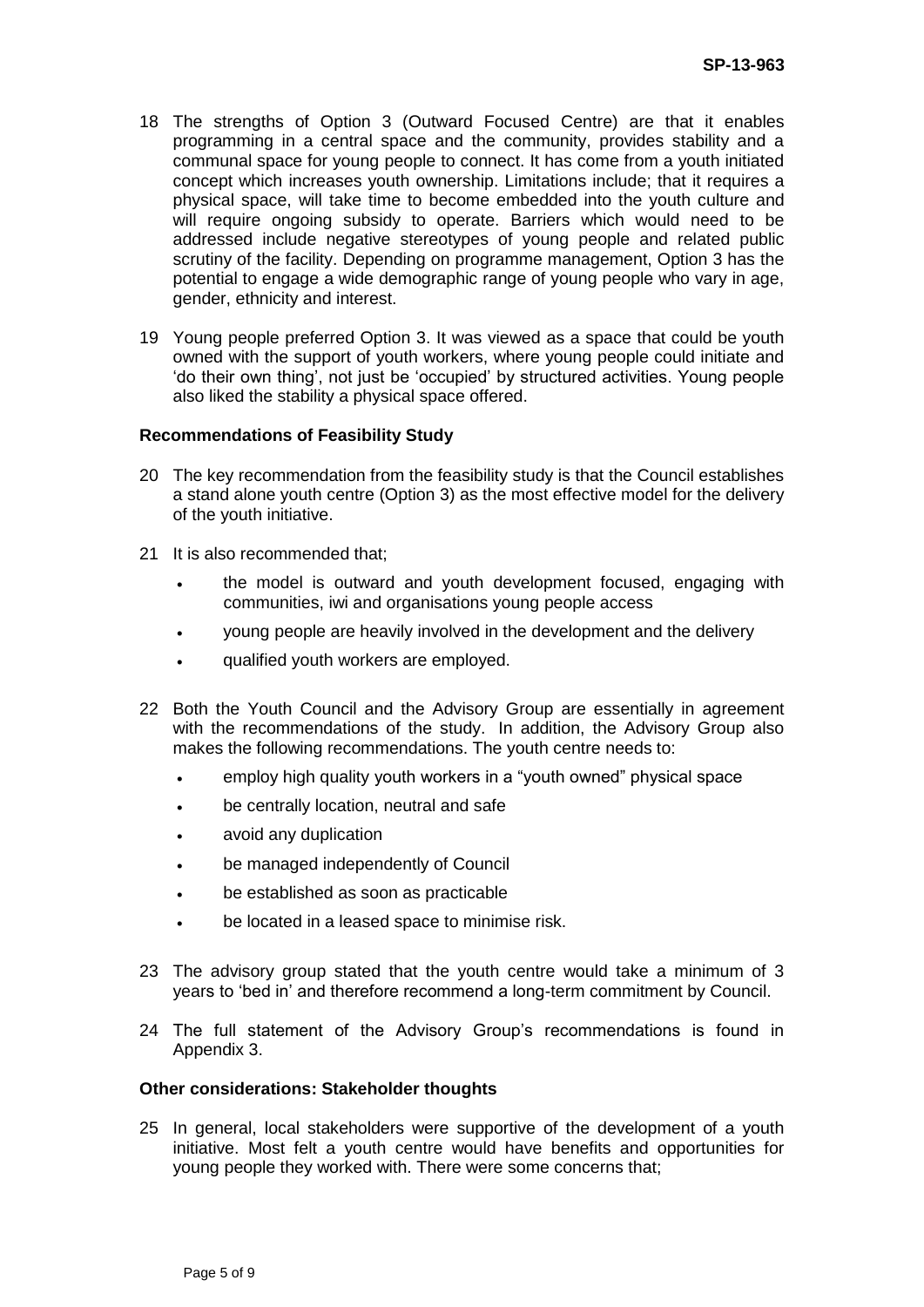18 The strengths of Option 3 (Outward Focused Centre) are that it enables programming in a central space and the community, provides stability and a communal space for young people to connect. It has come from a youth initiated concept which increases youth ownership. Limitations include; that it requires a physical space, will take time to become embedded into the youth culture and will require ongoing subsidy to operate. Barriers which would need to be addressed include negative stereotypes of young people and related public scrutiny of the facility. Depending on programme management, Option 3 has the potential to engage a wide demographic range of young people who vary in age, gender, ethnicity and interest.

19 Young people preferred Option 3. It was viewed as a space that could be youth owned with the support of youth workers, where young people could initiate and 'do their own thing', not just be 'occupied' by structured activities. Young people also liked the stability a physical space offered.

**Recommendations of Feasibility Study**

20 The key recommendation from the feasibility study is that the Council establishes a stand alone youth centre (Option 3) as the most effective model for the delivery of the youth initiative.

21 It is also recommended that;

- the model is outward and youth development focused, engaging with communities, iwi and organisations young people access
- young people are heavily involved in the development and the delivery
- qualified youth workers are employed.

22 Both the Youth Council and the Advisory Group are essentially in agreement with the recommendations of the study. In addition, the Advisory Group also makes the following recommendations. The youth centre needs to:

- employ high quality youth workers in a "youth owned" physical space
- be centrally location, neutral and safe
- avoid any duplication
- be managed independently of Council
- be established as soon as practicable
- be located in a leased space to minimise risk.

23 The advisory group stated that the youth centre would take a minimum of 3 years to 'bed in' and therefore recommend a long-term commitment by Council.

24 The full statement of the Advisory Group's recommendations is found in Appendix 3.

**Other considerations: Stakeholder thoughts**

25 In general, local stakeholders were supportive of the development of a youth initiative. Most felt a youth centre would have benefits and opportunities for young people they worked with. There were some concerns that;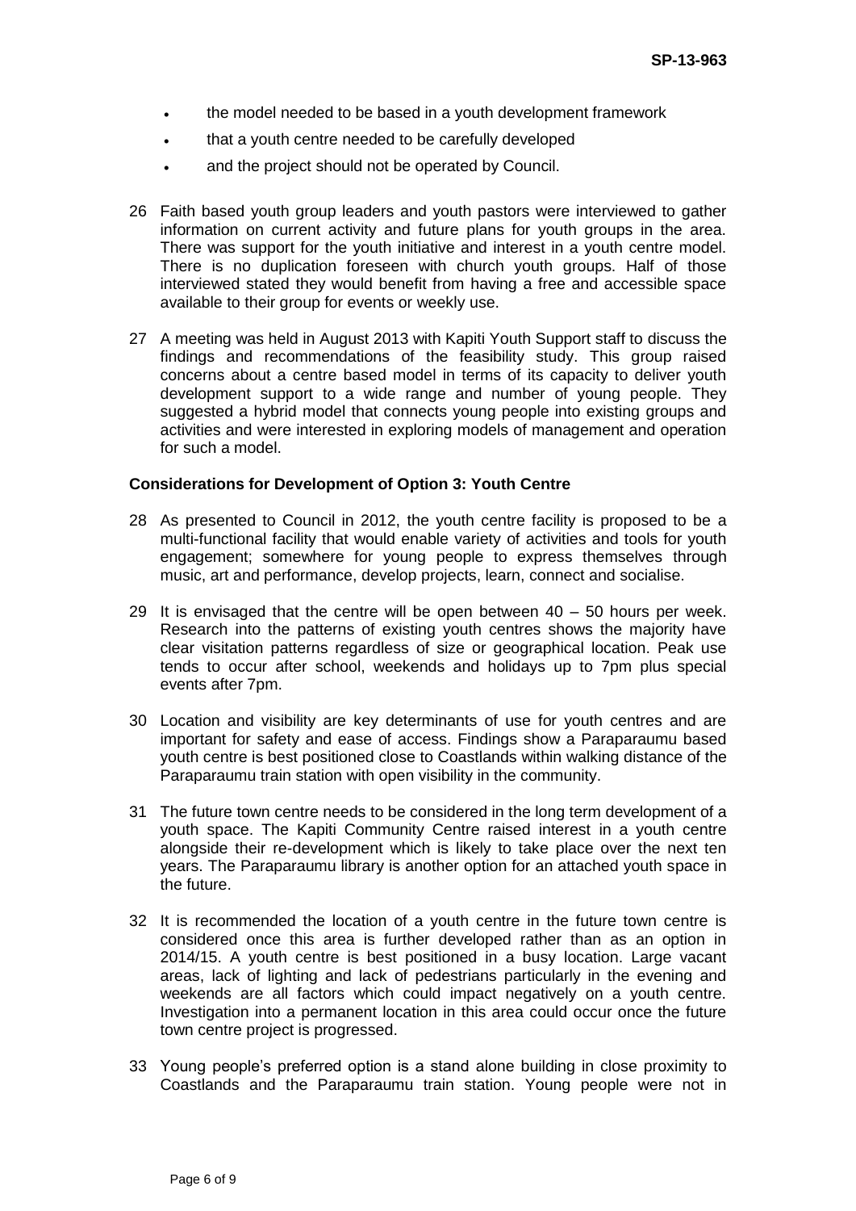- the model needed to be based in a youth development framework
- that a youth centre needed to be carefully developed
- and the project should not be operated by Council.

26 Faith based youth group leaders and youth pastors were interviewed to gather information on current activity and future plans for youth groups in the area. There was support for the youth initiative and interest in a youth centre model. There is no duplication foreseen with church youth groups. Half of those interviewed stated they would benefit from having a free and accessible space available to their group for events or weekly use.

27 A meeting was held in August 2013 with Kapiti Youth Support staff to discuss the findings and recommendations of the feasibility study. This group raised concerns about a centre based model in terms of its capacity to deliver youth development support to a wide range and number of young people. They suggested a hybrid model that connects young people into existing groups and activities and were interested in exploring models of management and operation for such a model.

**Considerations for Development of Option 3: Youth Centre**

28 As presented to Council in 2012, the youth centre facility is proposed to be a multi-functional facility that would enable variety of activities and tools for youth engagement; somewhere for young people to express themselves through music, art and performance, develop projects, learn, connect and socialise.

29 It is envisaged that the centre will be open between 40 – 50 hours per week. Research into the patterns of existing youth centres shows the majority have clear visitation patterns regardless of size or geographical location. Peak use tends to occur after school, weekends and holidays up to 7pm plus special events after 7pm.

30 Location and visibility are key determinants of use for youth centres and are important for safety and ease of access. Findings show a Paraparaumu based youth centre is best positioned close to Coastlands within walking distance of the Paraparaumu train station with open visibility in the community.

31 The future town centre needs to be considered in the long term development of a youth space. The Kapiti Community Centre raised interest in a youth centre alongside their re-development which is likely to take place over the next ten years. The Paraparaumu library is another option for an attached youth space in the future.

32 It is recommended the location of a youth centre in the future town centre is considered once this area is further developed rather than as an option in 2014/15. A youth centre is best positioned in a busy location. Large vacant areas, lack of lighting and lack of pedestrians particularly in the evening and weekends are all factors which could impact negatively on a youth centre. Investigation into a permanent location in this area could occur once the future town centre project is progressed.

33 Young people's preferred option is a stand alone building in close proximity to Coastlands and the Paraparaumu train station. Young people were not in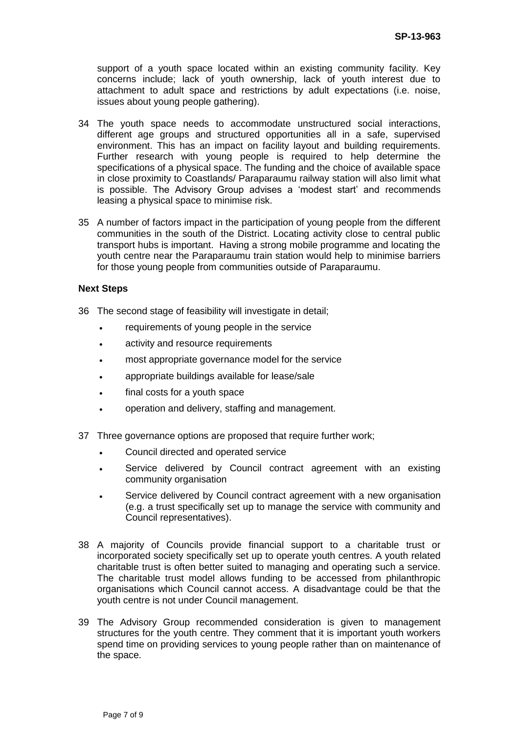support of a youth space located within an existing community facility. Key concerns include; lack of youth ownership, lack of youth interest due to attachment to adult space and restrictions by adult expectations (i.e. noise, issues about young people gathering).

34 The youth space needs to accommodate unstructured social interactions, different age groups and structured opportunities all in a safe, supervised environment. This has an impact on facility layout and building requirements. Further research with young people is required to help determine the specifications of a physical space. The funding and the choice of available space in close proximity to Coastlands/ Paraparaumu railway station will also limit what is possible. The Advisory Group advises a 'modest start' and recommends leasing a physical space to minimise risk.

35 A number of factors impact in the participation of young people from the different communities in the south of the District. Locating activity close to central public transport hubs is important. Having a strong mobile programme and locating the youth centre near the Paraparaumu train station would help to minimise barriers for those young people from communities outside of Paraparaumu.

**Next Steps**

36 The second stage of feasibility will investigate in detail;

- requirements of young people in the service
- activity and resource requirements
- most appropriate governance model for the service
- appropriate buildings available for lease/sale
- final costs for a youth space
- operation and delivery, staffing and management.

37 Three governance options are proposed that require further work;

- Council directed and operated service
- Service delivered by Council contract agreement with an existing community organisation
- Service delivered by Council contract agreement with a new organisation (e.g. a trust specifically set up to manage the service with community and Council representatives).

38 A majority of Councils provide financial support to a charitable trust or incorporated society specifically set up to operate youth centres. A youth related charitable trust is often better suited to managing and operating such a service. The charitable trust model allows funding to be accessed from philanthropic organisations which Council cannot access. A disadvantage could be that the youth centre is not under Council management.

39 The Advisory Group recommended consideration is given to management structures for the youth centre. They comment that it is important youth workers spend time on providing services to young people rather than on maintenance of the space.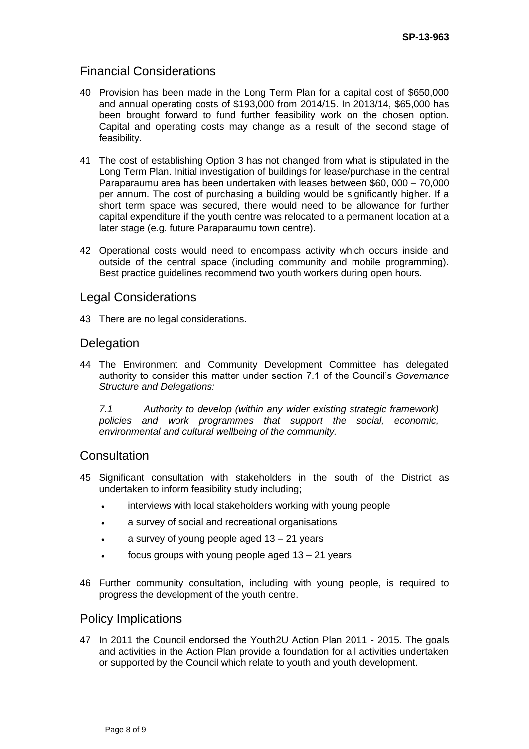## Financial Considerations

40 Provision has been made in the Long Term Plan for a capital cost of $650,000 and annual operating costs of $193,000 from 2014/15. In 2013/14, $65,000 has been brought forward to fund further feasibility work on the chosen option. Capital and operating costs may change as a result of the second stage of feasibility.

41 The cost of establishing Option 3 has not changed from what is stipulated in the Long Term Plan. Initial investigation of buildings for lease/purchase in the central Paraparaumu area has been undertaken with leases between $60, 000 – 70,000 per annum. The cost of purchasing a building would be significantly higher. If a short term space was secured, there would need to be allowance for further capital expenditure if the youth centre was relocated to a permanent location at a later stage (e.g. future Paraparaumu town centre).

42 Operational costs would need to encompass activity which occurs inside and outside of the central space (including community and mobile programming). Best practice guidelines recommend two youth workers during open hours.

## Legal Considerations

43 There are no legal considerations.

## Delegation

44 The Environment and Community Development Committee has delegated authority to consider this matter under section 7.1 of the Council's *Governance Structure and Delegations:*

*7.1 Authority to develop (within any wider existing strategic framework) policies and work programmes that support the social, economic, environmental and cultural wellbeing of the community.*

## Consultation

45 Significant consultation with stakeholders in the south of the District as undertaken to inform feasibility study including;

- interviews with local stakeholders working with young people
- a survey of social and recreational organisations
- a survey of young people aged 13 – 21 years
- focus groups with young people aged 13 – 21 years.

46 Further community consultation, including with young people, is required to progress the development of the youth centre.

## Policy Implications

47 In 2011 the Council endorsed the Youth2U Action Plan 2011 - 2015. The goals and activities in the Action Plan provide a foundation for all activities undertaken or supported by the Council which relate to youth and youth development.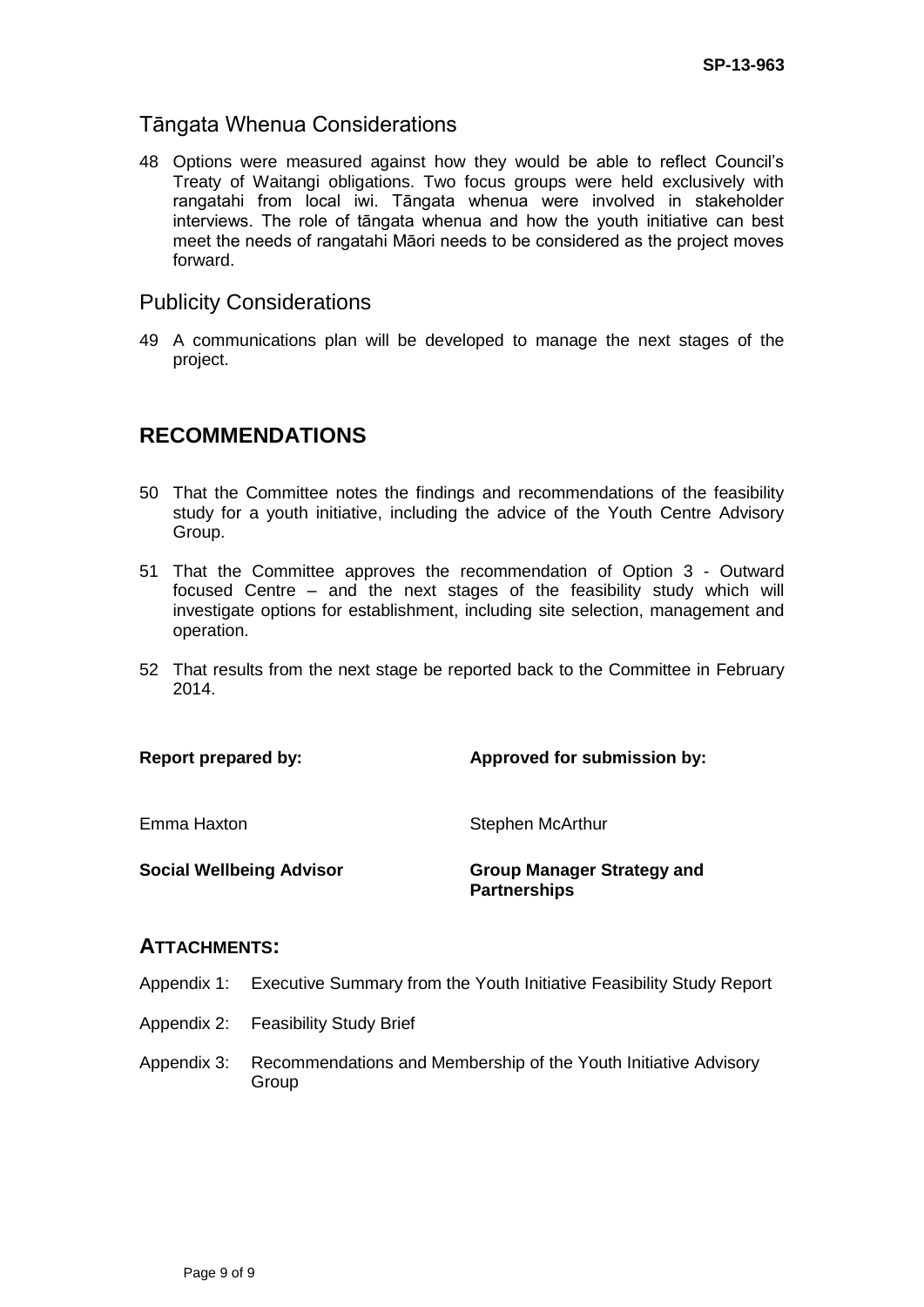## Tāngata Whenua Considerations

48 Options were measured against how they would be able to reflect Council's Treaty of Waitangi obligations. Two focus groups were held exclusively with rangatahi from local iwi. Tāngata whenua were involved in stakeholder interviews. The role of tāngata whenua and how the youth initiative can best meet the needs of rangatahi Māori needs to be considered as the project moves forward.

## Publicity Considerations

49 A communications plan will be developed to manage the next stages of the project.

# RECOMMENDATIONS

50 That the Committee notes the findings and recommendations of the feasibility study for a youth initiative, including the advice of the Youth Centre Advisory Group.

51 That the Committee approves the recommendation of Option 3 - Outward focused Centre – and the next stages of the feasibility study which will investigate options for establishment, including site selection, management and operation.

52 That results from the next stage be reported back to the Committee in February 2014.

| | |
|---|---|
| **Report prepared by:** | **Approved for submission by:** |
| Emma Haxton | Stephen McArthur |
| **Social Wellbeing Advisor** | **Group Manager Strategy and Partnerships** |

## ATTACHMENTS:

Appendix 1: Executive Summary from the Youth Initiative Feasibility Study Report

Appendix 2: Feasibility Study Brief

Appendix 3: Recommendations and Membership of the Youth Initiative Advisory Group